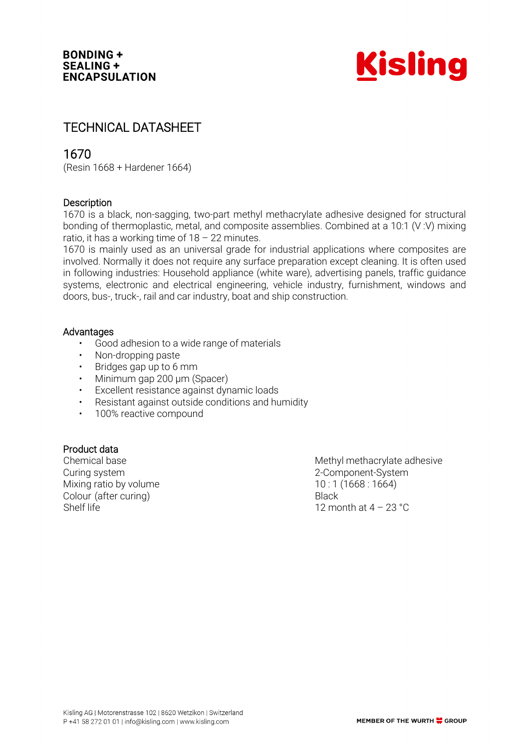BONDING +
SEALING +
ENCAPSULATION

Kisling

# TECHNICAL DATASHEET

## 1670

(Resin 1668 + Hardener 1664)

### Description

1670 is a black, non-sagging, two-part methyl methacrylate adhesive designed for structural bonding of thermoplastic, metal, and composite assemblies. Combined at a 10:1 (V :V) mixing ratio, it has a working time of 18 – 22 minutes.
1670 is mainly used as an universal grade for industrial applications where composites are involved. Normally it does not require any surface preparation except cleaning. It is often used in following industries: Household appliance (white ware), advertising panels, traffic guidance systems, electronic and electrical engineering, vehicle industry, furnishment, windows and doors, bus-, truck-, rail and car industry, boat and ship construction.

### Advantages

- Good adhesion to a wide range of materials
- Non-dropping paste
- Bridges gap up to 6 mm
- Minimum gap 200 µm (Spacer)
- Excellent resistance against dynamic loads
- Resistant against outside conditions and humidity
- 100% reactive compound

### Product data

| | |
|---|---|
| Chemical base | Methyl methacrylate adhesive |
| Curing system | 2-Component-System |
| Mixing ratio by volume | 10 : 1 (1668 : 1664) |
| Colour (after curing) | Black |
| Shelf life | 12 month at 4 – 23 °C |

Kisling AG | Motorenstrasse 102 | 8620 Wetzikon | Switzerland
P +41 58 272 01 01 | info@kisling.com | www.kisling.com

MEMBER OF THE WURTH GROUP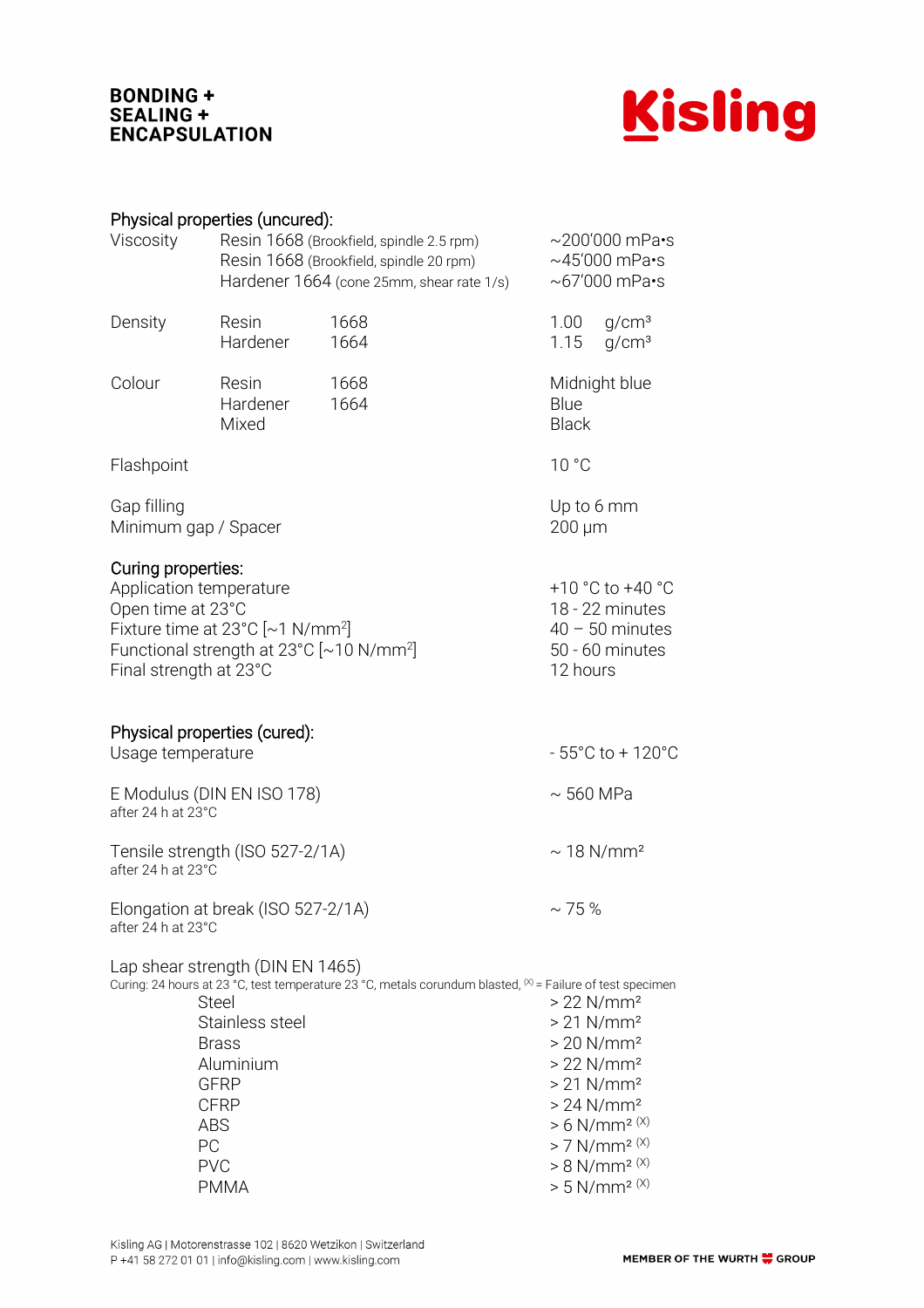## Physical properties (uncured):

| | | | |
|---|---|---|---|
| Viscosity | Resin 1668 (Brookfield, spindle 2.5 rpm) | | ~200'000 mPa•s |
| | Resin 1668 (Brookfield, spindle 20 rpm) | | ~45'000 mPa•s |
| | Hardener 1664 (cone 25mm, shear rate 1/s) | | ~67'000 mPa•s |
| Density | Resin | 1668 | 1.00 g/cm³ |
| | Hardener | 1664 | 1.15 g/cm³ |
| Colour | Resin | 1668 | Midnight blue |
| | Hardener | 1664 | Blue |
| | Mixed | | Black |
| Flashpoint | | | 10 °C |
| Gap filling | | | Up to 6 mm |
| Minimum gap / Spacer | | | 200 µm |

## Curing properties:

| | |
|---|---|
| Application temperature | +10 °C to +40 °C |
| Open time at 23°C | 18 - 22 minutes |
| Fixture time at 23°C [~1 N/mm²] | 40 – 50 minutes |
| Functional strength at 23°C [~10 N/mm²] | 50 - 60 minutes |
| Final strength at 23°C | 12 hours |

## Physical properties (cured):

| | |
|---|---|
| Usage temperature | - 55°C to + 120°C |
| E Modulus (DIN EN ISO 178) after 24 h at 23°C | ~ 560 MPa |
| Tensile strength (ISO 527-2/1A) after 24 h at 23°C | ~ 18 N/mm² |
| Elongation at break (ISO 527-2/1A) after 24 h at 23°C | ~ 75 % |

Lap shear strength (DIN EN 1465)
Curing: 24 hours at 23 °C, test temperature 23 °C, metals corundum blasted, [(X)] = Failure of test specimen

| | |
|---|---|
| Steel | > 22 N/mm² |
| Stainless steel | > 21 N/mm² |
| Brass | > 20 N/mm² |
| Aluminium | > 22 N/mm² |
| GFRP | > 21 N/mm² |
| CFRP | > 24 N/mm² |
| ABS | > 6 N/mm² [(X)] |
| PC | > 7 N/mm² [(X)] |
| PVC | > 8 N/mm² [(X)] |
| PMMA | > 5 N/mm² [(X)] |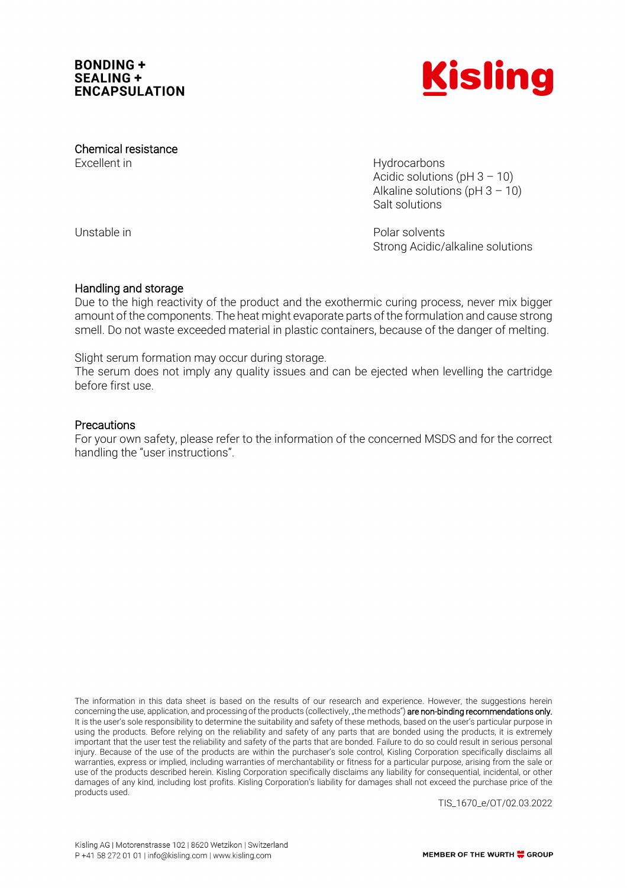## Chemical resistance

| | |
|---|---|
| Excellent in | Hydrocarbons<br>Acidic solutions (pH 3 – 10)<br>Alkaline solutions (pH 3 – 10)<br>Salt solutions |
| Unstable in | Polar solvents<br>Strong Acidic/alkaline solutions |

## Handling and storage

Due to the high reactivity of the product and the exothermic curing process, never mix bigger amount of the components. The heat might evaporate parts of the formulation and cause strong smell. Do not waste exceeded material in plastic containers, because of the danger of melting.

Slight serum formation may occur during storage.
The serum does not imply any quality issues and can be ejected when levelling the cartridge before first use.

## Precautions

For your own safety, please refer to the information of the concerned MSDS and for the correct handling the "user instructions".

The information in this data sheet is based on the results of our research and experience. However, the suggestions herein concerning the use, application, and processing of the products (collectively, „the methods") **are non-binding recommendations only.** It is the user's sole responsibility to determine the suitability and safety of these methods, based on the user's particular purpose in using the products. Before relying on the reliability and safety of any parts that are bonded using the products, it is extremely important that the user test the reliability and safety of the parts that are bonded. Failure to do so could result in serious personal injury. Because of the use of the products are within the purchaser's sole control, Kisling Corporation specifically disclaims all warranties, express or implied, including warranties of merchantability or fitness for a particular purpose, arising from the sale or use of the products described herein. Kisling Corporation specifically disclaims any liability for consequential, incidental, or other damages of any kind, including lost profits. Kisling Corporation's liability for damages shall not exceed the purchase price of the products used.

TIS_1670_e/OT/02.03.2022